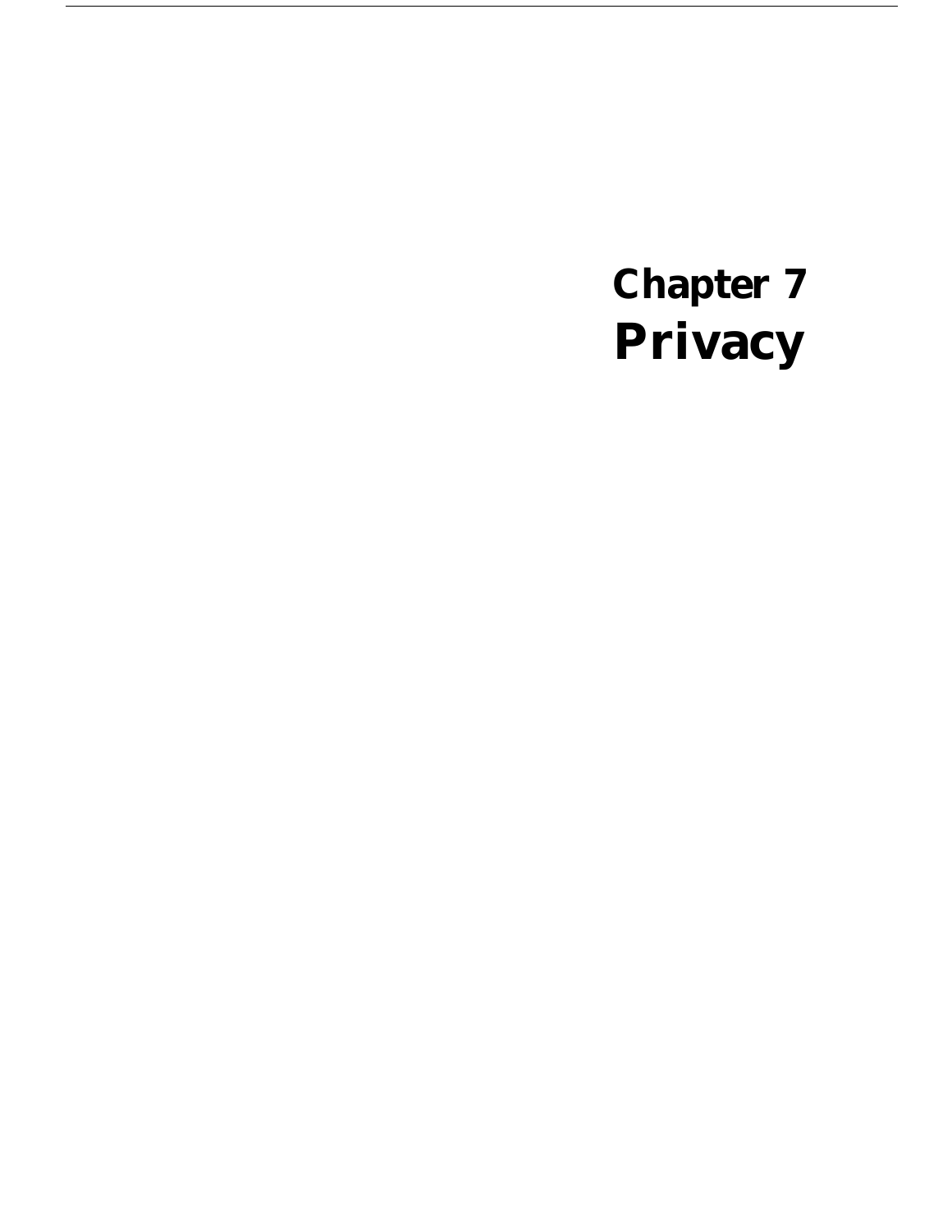# Chapter 7
# Privacy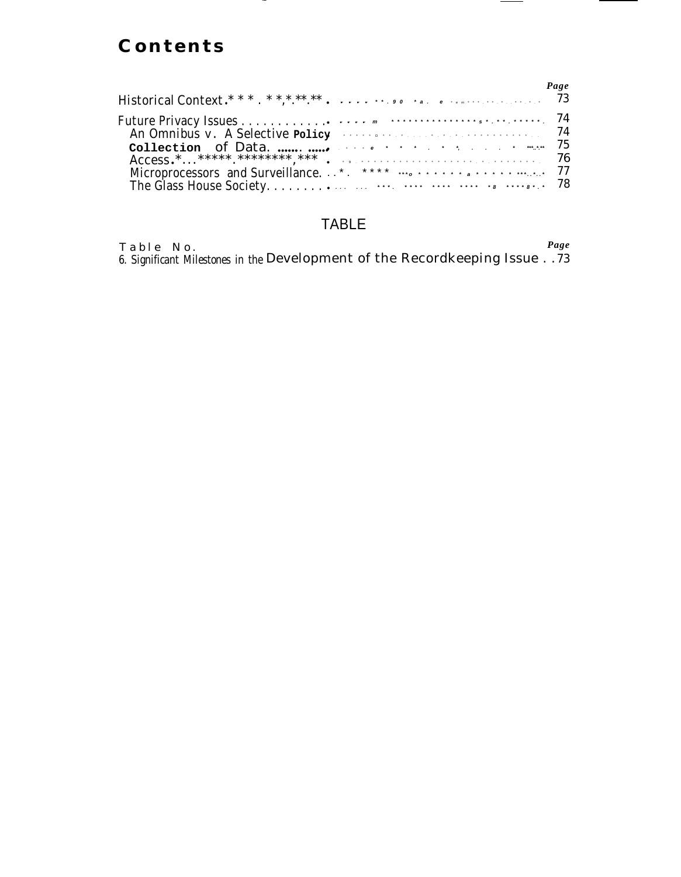# Contents

| | Page |
|---|---|
| Historical Context | 73 |
| Future Privacy Issues | 74 |
| An Omnibus v. A Selective Policy | 74 |
| Collection of Data | 75 |
| Access | 76 |
| Microprocessors and Surveillance | 77 |
| The Glass House Society | 78 |

## TABLE

| Table No. | Page |
|---|---|
| 6. Significant Milestones in the Development of the Recordkeeping Issue | 73 |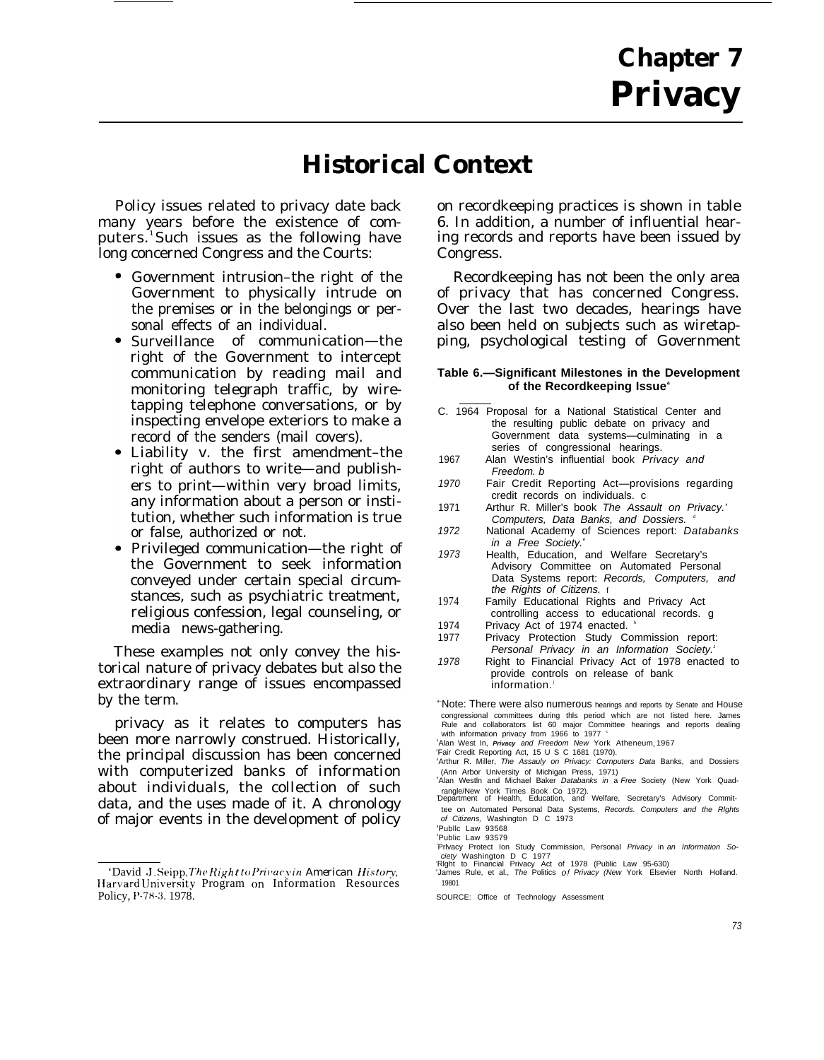# Chapter 7
# Privacy

## Historical Context

Policy issues related to privacy date back many years before the existence of computers.[1] Such issues as the following have long concerned Congress and the Courts:

- Government intrusion–the right of the Government to physically intrude on the premises or in the belongings or personal effects of an individual.
- Surveillance of communication—the right of the Government to intercept communication by reading mail and monitoring telegraph traffic, by wiretapping telephone conversations, or by inspecting envelope exteriors to make a record of the senders (mail covers).
- Liability v. the first amendment–the right of authors to write—and publishers to print—within very broad limits, any information about a person or institution, whether such information is true or false, authorized or not.
- Privileged communication—the right of the Government to seek information conveyed under certain special circumstances, such as psychiatric treatment, religious confession, legal counseling, or media news-gathering.

These examples not only convey the historical nature of privacy debates but also the extraordinary range of issues encompassed by the term.

privacy as it relates to computers has been more narrowly construed. Historically, the principal discussion has been concerned with computerized banks of information about individuals, the collection of such data, and the uses made of it. A chronology of major events in the development of policy on recordkeeping practices is shown in table 6. In addition, a number of influential hearing records and reports have been issued by Congress.

Recordkeeping has not been the only area of privacy that has concerned Congress. Over the last two decades, hearings have also been held on subjects such as wiretapping, psychological testing of Government

**Table 6.—Significant Milestones in the Development of the Recordkeeping Issue**[a]

| | |
|---|---|
| C. 1964 | Proposal for a National Statistical Center and the resulting public debate on privacy and Government data systems—culminating in a series of congressional hearings. |
| 1967 | Alan Westin's influential book *Privacy and Freedom.* b |
| *1970* | Fair Credit Reporting Act—provisions regarding credit records on individuals. c |
| 1971 | Arthur R. Miller's book *The Assault on Privacy.' Computers, Data Banks, and Dossiers.* [d] |
| *1972* | National Academy of Sciences report: *Databanks in a Free Society.*[e] |
| *1973* | Health, Education, and Welfare Secretary's Advisory Committee on Automated Personal Data Systems report: *Records, Computers, and the Rights of Citizens.* f |
| 1974 | Family Educational Rights and Privacy Act controlling access to educational records. g |
| 1974 | Privacy Act of 1974 enacted. [h] |
| 1977 | Privacy Protection Study Commission report: *Personal Privacy in an Information Society.*[i] |
| *1978* | Right to Financial Privacy Act of 1978 enacted to provide controls on release of bank information.[j] |

[a] Note: There were also numerous hearings and reports by Senate and House congressional committees during this period which are not listed here. James Rule and collaborators list 60 major Committee hearings and reports dealing with information privacy from 1966 to 1977 [k]

[b] Alan West In, ***Privacy** and Freedom* New York Atheneum, 1967

[c] Fair Credit Reporting Act, 15 U S C 1681 (1970).

[d] Arthur R. Miller, *The Assauly on Privacy: Cornputers Data* Banks, and Dossiers (Ann Arbor University of Michigan Press, 1971)

[e] Alan Westln and Michael Baker *Databanks in* a *Free* Society (New York Quadrangle/New York Times Book Co 1972).

[f] Department of Health, Education, and Welfare, Secretary's Advisory Committee on Automated Personal Data Systems, *Records. Computers and the Rlghts of Citizens,* Washington D C 1973

[g] Publlc Law 93568

[h] Public Law 93579

[i] Prlvacy Protect Ion Study Commission, Personal *Privacy* in *an Inforrnation Society* Washington D C 1977

[j] Rlght to Financial Privacy Act of 1978 (Public Law 95-630)

[k] James Rule, et al., *The* Politics *of Privacy (New* York Elsevier North Holland. 19801

SOURCE: Office of Technology Assessment

---

[1] David J. Seipp, *The Right to Privacy in American History*, Harvard University Program on Information Resources Policy, P-78-3, 1978.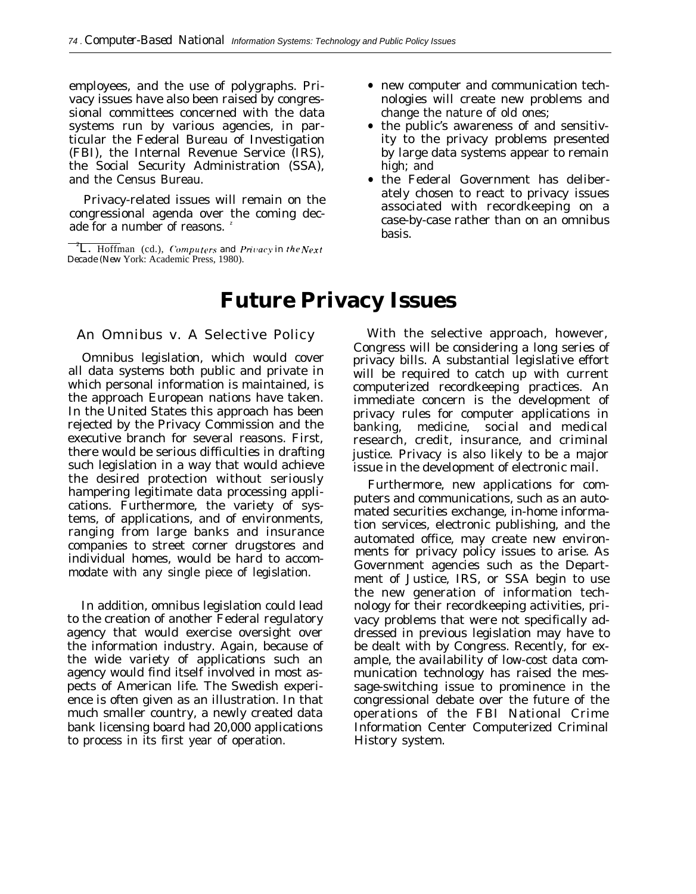employees, and the use of polygraphs. Privacy issues have also been raised by congressional committees concerned with the data systems run by various agencies, in particular the Federal Bureau of Investigation (FBI), the Internal Revenue Service (IRS), the Social Security Administration (SSA), and the Census Bureau.

Privacy-related issues will remain on the congressional agenda over the coming decade for a number of reasons.[2]

- new computer and communication technologies will create new problems and change the nature of old ones;
- the public's awareness of and sensitivity to the privacy problems presented by large data systems appear to remain high; and
- the Federal Government has deliberately chosen to react to privacy issues associated with recordkeeping on a case-by-case rather than on an omnibus basis.

[2] L. Hoffman (cd.), *Computers and Privacy in the Next Decade* (New York: Academic Press, 1980).

# Future Privacy Issues

## An Omnibus v. A Selective Policy

Omnibus legislation, which would cover all data systems both public and private in which personal information is maintained, is the approach European nations have taken. In the United States this approach has been rejected by the Privacy Commission and the executive branch for several reasons. First, there would be serious difficulties in drafting such legislation in a way that would achieve the desired protection without seriously hampering legitimate data processing applications. Furthermore, the variety of systems, of applications, and of environments, ranging from large banks and insurance companies to street corner drugstores and individual homes, would be hard to accommodate with any single piece of legislation.

In addition, omnibus legislation could lead to the creation of another Federal regulatory agency that would exercise oversight over the information industry. Again, because of the wide variety of applications such an agency would find itself involved in most aspects of American life. The Swedish experience is often given as an illustration. In that much smaller country, a newly created data bank licensing board had 20,000 applications to process in its first year of operation.

With the selective approach, however, Congress will be considering a long series of privacy bills. A substantial legislative effort will be required to catch up with current computerized recordkeeping practices. An immediate concern is the development of privacy rules for computer applications in banking, medicine, social and medical research, credit, insurance, and criminal justice. Privacy is also likely to be a major issue in the development of electronic mail.

Furthermore, new applications for computers and communications, such as an automated securities exchange, in-home information services, electronic publishing, and the automated office, may create new environments for privacy policy issues to arise. As Government agencies such as the Department of Justice, IRS, or SSA begin to use the new generation of information technology for their recordkeeping activities, privacy problems that were not specifically addressed in previous legislation may have to be dealt with by Congress. Recently, for example, the availability of low-cost data communication technology has raised the message-switching issue to prominence in the congressional debate over the future of the operations of the FBI National Crime Information Center Computerized Criminal History system.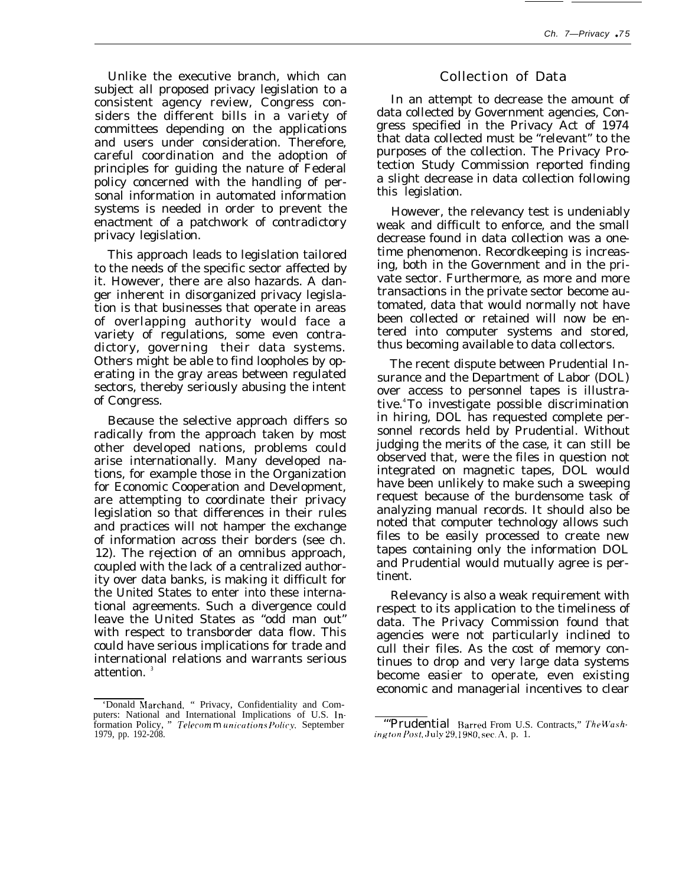Unlike the executive branch, which can subject all proposed privacy legislation to a consistent agency review, Congress considers the different bills in a variety of committees depending on the applications and users under consideration. Therefore, careful coordination and the adoption of principles for guiding the nature of Federal policy concerned with the handling of personal information in automated information systems is needed in order to prevent the enactment of a patchwork of contradictory privacy legislation.

This approach leads to legislation tailored to the needs of the specific sector affected by it. However, there are also hazards. A danger inherent in disorganized privacy legislation is that businesses that operate in areas of overlapping authority would face a variety of regulations, some even contradictory, governing their data systems. Others might be able to find loopholes by operating in the gray areas between regulated sectors, thereby seriously abusing the intent of Congress.

Because the selective approach differs so radically from the approach taken by most other developed nations, problems could arise internationally. Many developed nations, for example those in the Organization for Economic Cooperation and Development, are attempting to coordinate their privacy legislation so that differences in their rules and practices will not hamper the exchange of information across their borders (see ch. 12). The rejection of an omnibus approach, coupled with the lack of a centralized authority over data banks, is making it difficult for the United States to enter into these international agreements. Such a divergence could leave the United States as "odd man out" with respect to transborder data flow. This could have serious implications for trade and international relations and warrants serious attention.[3]

[3] Donald Marchand, "Privacy, Confidentiality and Computers: National and International Implications of U.S. Information Policy," *Telecommunications Policy*, September 1979, pp. 192-208.

## Collection of Data

In an attempt to decrease the amount of data collected by Government agencies, Congress specified in the Privacy Act of 1974 that data collected must be "relevant" to the purposes of the collection. The Privacy Protection Study Commission reported finding a slight decrease in data collection following this legislation.

However, the relevancy test is undeniably weak and difficult to enforce, and the small decrease found in data collection was a one-time phenomenon. Recordkeeping is increasing, both in the Government and in the private sector. Furthermore, as more and more transactions in the private sector become automated, data that would normally not have been collected or retained will now be entered into computer systems and stored, thus becoming available to data collectors.

The recent dispute between Prudential Insurance and the Department of Labor (DOL) over access to personnel tapes is illustrative.[4] To investigate possible discrimination in hiring, DOL has requested complete personnel records held by Prudential. Without judging the merits of the case, it can still be observed that, were the files in question not integrated on magnetic tapes, DOL would have been unlikely to make such a sweeping request because of the burdensome task of analyzing manual records. It should also be noted that computer technology allows such files to be easily processed to create new tapes containing only the information DOL and Prudential would mutually agree is pertinent.

Relevancy is also a weak requirement with respect to its application to the timeliness of data. The Privacy Commission found that agencies were not particularly inclined to cull their files. As the cost of memory continues to drop and very large data systems become easier to operate, even existing economic and managerial incentives to clear

[4] "Prudential Barred From U.S. Contracts," *The Washington Post*, July 29, 1980, sec. A, p. 1.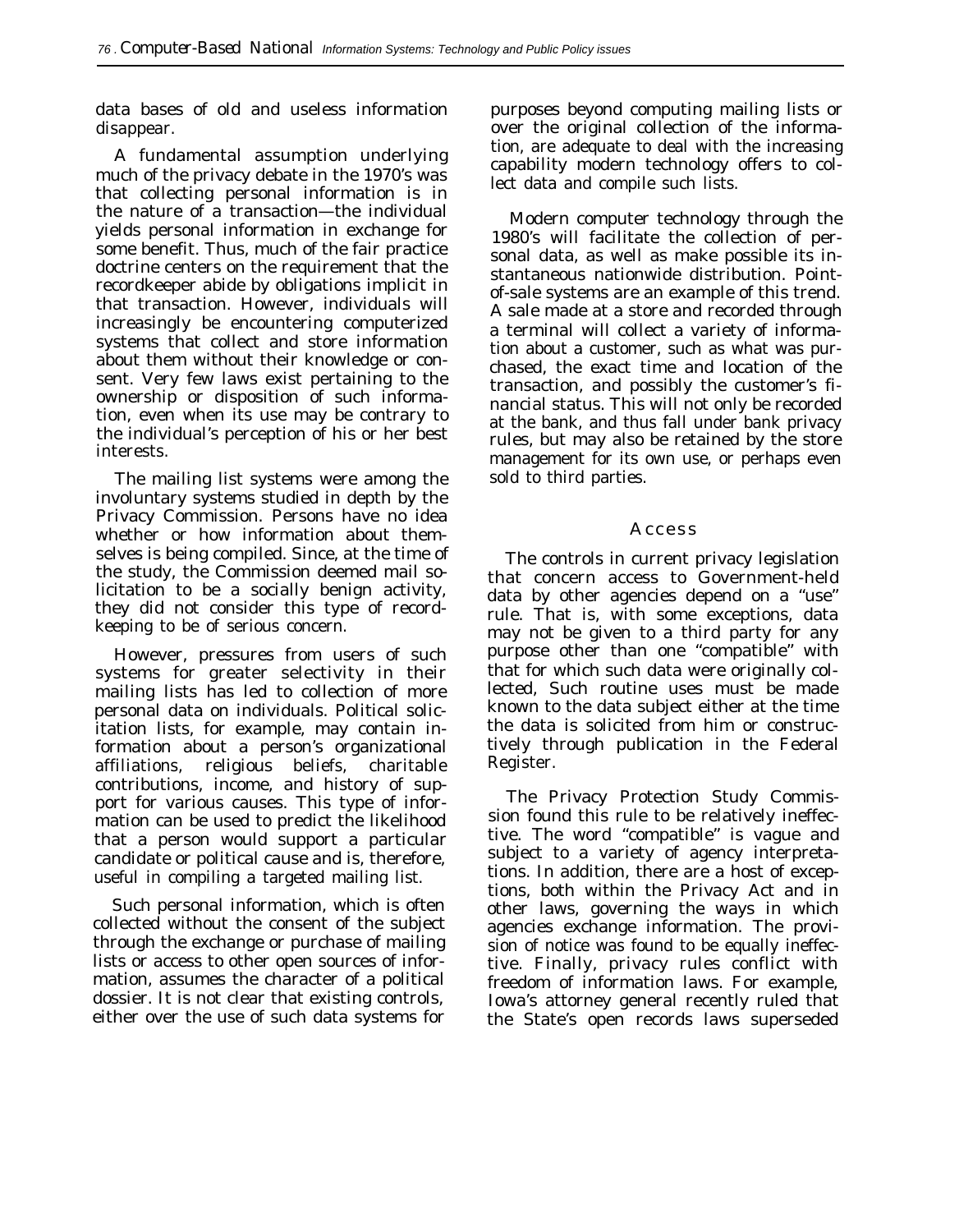data bases of old and useless information disappear.

A fundamental assumption underlying much of the privacy debate in the 1970's was that collecting personal information is in the nature of a transaction—the individual yields personal information in exchange for some benefit. Thus, much of the fair practice doctrine centers on the requirement that the recordkeeper abide by obligations implicit in that transaction. However, individuals will increasingly be encountering computerized systems that collect and store information about them without their knowledge or consent. Very few laws exist pertaining to the ownership or disposition of such information, even when its use may be contrary to the individual's perception of his or her best interests.

The mailing list systems were among the involuntary systems studied in depth by the Privacy Commission. Persons have no idea whether or how information about themselves is being compiled. Since, at the time of the study, the Commission deemed mail solicitation to be a socially benign activity, they did not consider this type of recordkeeping to be of serious concern.

However, pressures from users of such systems for greater selectivity in their mailing lists has led to collection of more personal data on individuals. Political solicitation lists, for example, may contain information about a person's organizational affiliations, religious beliefs, charitable contributions, income, and history of support for various causes. This type of information can be used to predict the likelihood that a person would support a particular candidate or political cause and is, therefore, useful in compiling a targeted mailing list.

Such personal information, which is often collected without the consent of the subject through the exchange or purchase of mailing lists or access to other open sources of information, assumes the character of a political dossier. It is not clear that existing controls, either over the use of such data systems for purposes beyond computing mailing lists or over the original collection of the information, are adequate to deal with the increasing capability modern technology offers to collect data and compile such lists.

Modern computer technology through the 1980's will facilitate the collection of personal data, as well as make possible its instantaneous nationwide distribution. Point-of-sale systems are an example of this trend. A sale made at a store and recorded through a terminal will collect a variety of information about a customer, such as what was purchased, the exact time and location of the transaction, and possibly the customer's financial status. This will not only be recorded at the bank, and thus fall under bank privacy rules, but may also be retained by the store management for its own use, or perhaps even sold to third parties.

## Access

The controls in current privacy legislation that concern access to Government-held data by other agencies depend on a "use" rule. That is, with some exceptions, data may not be given to a third party for any purpose other than one "compatible" with that for which such data were originally collected, Such routine uses must be made known to the data subject either at the time the data is solicited from him or constructively through publication in the Federal Register.

The Privacy Protection Study Commission found this rule to be relatively ineffective. The word "compatible" is vague and subject to a variety of agency interpretations. In addition, there are a host of exceptions, both within the Privacy Act and in other laws, governing the ways in which agencies exchange information. The provision of notice was found to be equally ineffective. Finally, privacy rules conflict with freedom of information laws. For example, Iowa's attorney general recently ruled that the State's open records laws superseded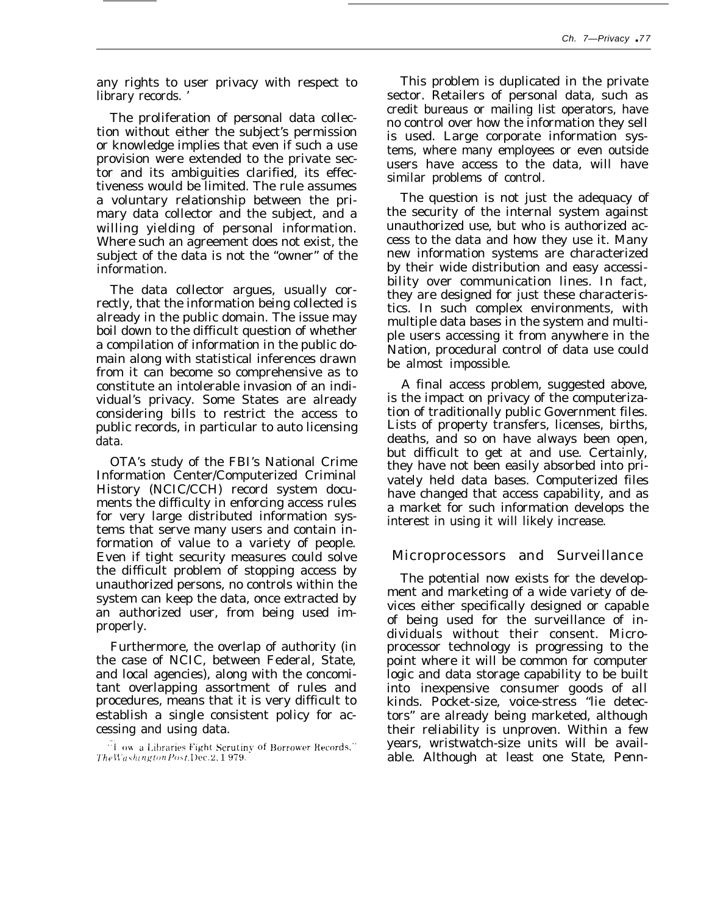any rights to user privacy with respect to library records. '

The proliferation of personal data collection without either the subject's permission or knowledge implies that even if such a use provision were extended to the private sector and its ambiguities clarified, its effectiveness would be limited. The rule assumes a voluntary relationship between the primary data collector and the subject, and a willing yielding of personal information. Where such an agreement does not exist, the subject of the data is not the "owner" of the information.

The data collector argues, usually correctly, that the information being collected is already in the public domain. The issue may boil down to the difficult question of whether a compilation of information in the public domain along with statistical inferences drawn from it can become so comprehensive as to constitute an intolerable invasion of an individual's privacy. Some States are already considering bills to restrict the access to public records, in particular to auto licensing data.

OTA's study of the FBI's National Crime Information Center/Computerized Criminal History (NCIC/CCH) record system documents the difficulty in enforcing access rules for very large distributed information systems that serve many users and contain information of value to a variety of people. Even if tight security measures could solve the difficult problem of stopping access by unauthorized persons, no controls within the system can keep the data, once extracted by an authorized user, from being used improperly.

Furthermore, the overlap of authority (in the case of NCIC, between Federal, State, and local agencies), along with the concomitant overlapping assortment of rules and procedures, means that it is very difficult to establish a single consistent policy for accessing and using data.

"How a Libraries Fight Scrutiny of Borrower Records," *The Washington Post*, Dec. 2, 1979.

This problem is duplicated in the private sector. Retailers of personal data, such as credit bureaus or mailing list operators, have no control over how the information they sell is used. Large corporate information systems, where many employees or even outside users have access to the data, will have similar problems of control.

The question is not just the adequacy of the security of the internal system against unauthorized use, but who is authorized access to the data and how they use it. Many new information systems are characterized by their wide distribution and easy accessibility over communication lines. In fact, they are designed for just these characteristics. In such complex environments, with multiple data bases in the system and multiple users accessing it from anywhere in the Nation, procedural control of data use could be almost impossible.

A final access problem, suggested above, is the impact on privacy of the computerization of traditionally public Government files. Lists of property transfers, licenses, births, deaths, and so on have always been open, but difficult to get at and use. Certainly, they have not been easily absorbed into privately held data bases. Computerized files have changed that access capability, and as a market for such information develops the interest in using it will likely increase.

## Microprocessors and Surveillance

The potential now exists for the development and marketing of a wide variety of devices either specifically designed or capable of being used for the surveillance of individuals without their consent. Microprocessor technology is progressing to the point where it will be common for computer logic and data storage capability to be built into inexpensive consumer goods of all kinds. Pocket-size, voice-stress "lie detectors" are already being marketed, although their reliability is unproven. Within a few years, wristwatch-size units will be available. Although at least one State, Penn-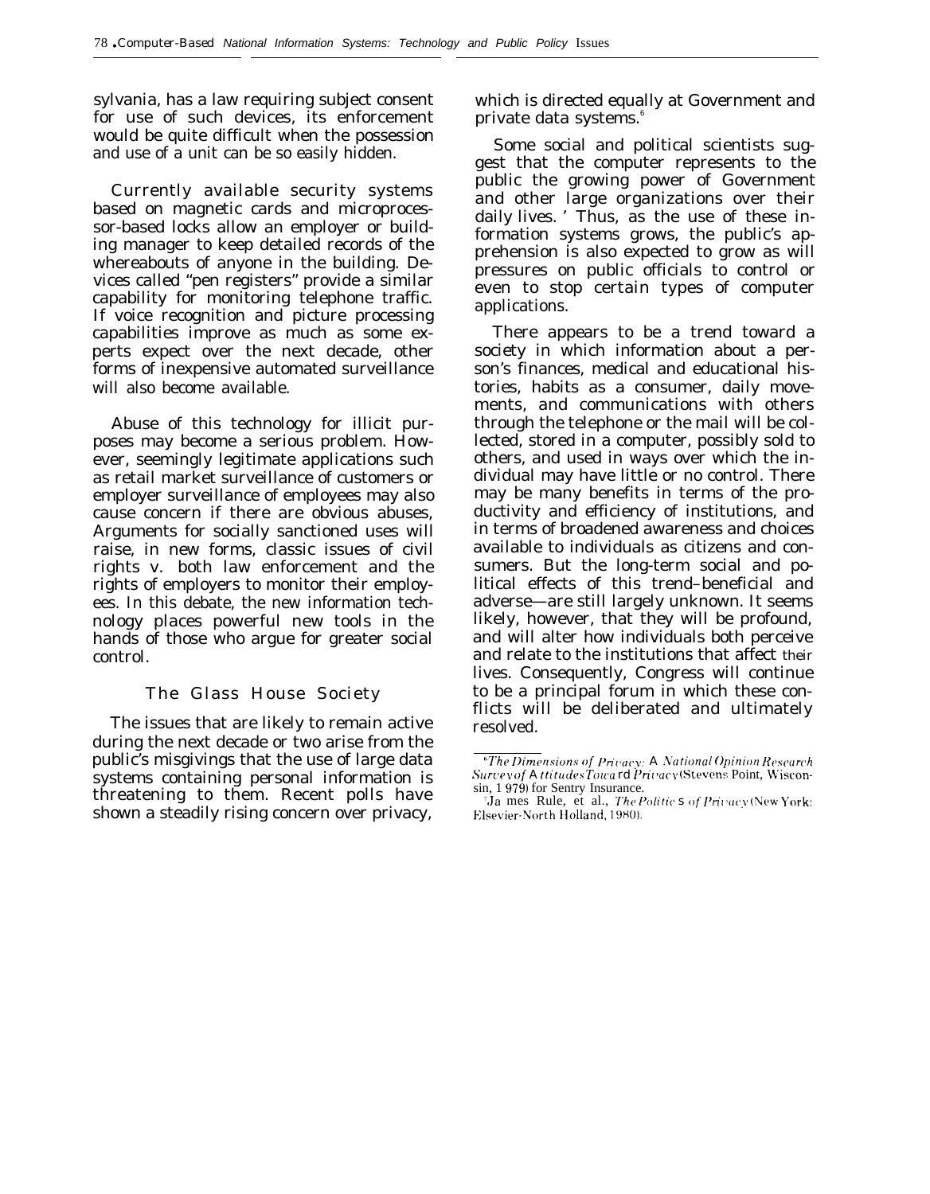sylvania, has a law requiring subject consent for use of such devices, its enforcement would be quite difficult when the possession and use of a unit can be so easily hidden.

Currently available security systems based on magnetic cards and microprocessor-based locks allow an employer or building manager to keep detailed records of the whereabouts of anyone in the building. Devices called "pen registers" provide a similar capability for monitoring telephone traffic. If voice recognition and picture processing capabilities improve as much as some experts expect over the next decade, other forms of inexpensive automated surveillance will also become available.

Abuse of this technology for illicit purposes may become a serious problem. However, seemingly legitimate applications such as retail market surveillance of customers or employer surveillance of employees may also cause concern if there are obvious abuses, Arguments for socially sanctioned uses will raise, in new forms, classic issues of civil rights v. both law enforcement and the rights of employers to monitor their employees. In this debate, the new information technology places powerful new tools in the hands of those who argue for greater social control.

## The Glass House Society

The issues that are likely to remain active during the next decade or two arise from the public's misgivings that the use of large data systems containing personal information is threatening to them. Recent polls have shown a steadily rising concern over privacy, which is directed equally at Government and private data systems.[6]

Some social and political scientists suggest that the computer represents to the public the growing power of Government and other large organizations over their daily lives.[7] Thus, as the use of these information systems grows, the public's apprehension is also expected to grow as will pressures on public officials to control or even to stop certain types of computer applications.

There appears to be a trend toward a society in which information about a person's finances, medical and educational histories, habits as a consumer, daily movements, and communications with others through the telephone or the mail will be collected, stored in a computer, possibly sold to others, and used in ways over which the individual may have little or no control. There may be many benefits in terms of the productivity and efficiency of institutions, and in terms of broadened awareness and choices available to individuals as citizens and consumers. But the long-term social and political effects of this trend–beneficial and adverse—are still largely unknown. It seems likely, however, that they will be profound, and will alter how individuals both perceive and relate to the institutions that affect their lives. Consequently, Congress will continue to be a principal forum in which these conflicts will be deliberated and ultimately resolved.

---

[6] *The Dimensions of Privacy: A National Opinion Research Survey of Attitudes Toward Privacy* (Stevens Point, Wisconsin, 1979) for Sentry Insurance.

[7] James Rule, et al., *The Politics of Privacy* (New York: Elsevier-North Holland, 1980).